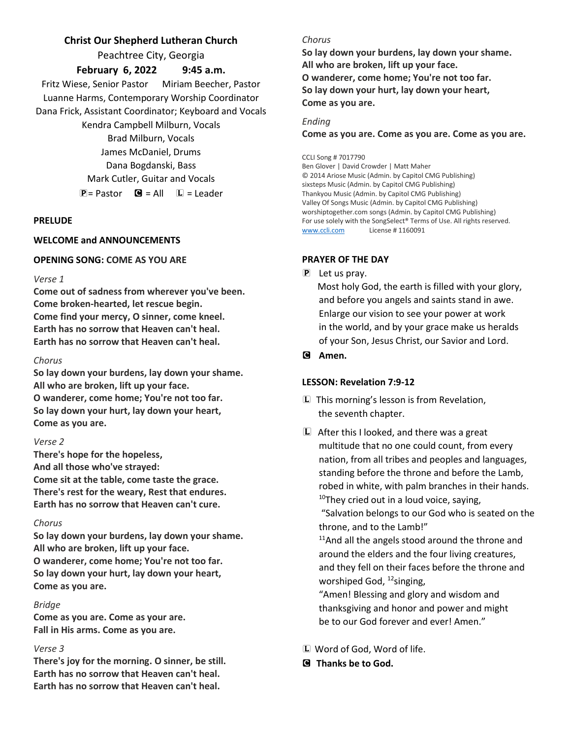**Christ Our Shepherd Lutheran Church**

Peachtree City, Georgia

**February 6, 2022 9:45 a.m.**

Fritz Wiese, Senior Pastor Miriam Beecher, Pastor
Luanne Harms, Contemporary Worship Coordinator
Dana Frick, Assistant Coordinator; Keyboard and Vocals
Kendra Campbell Milburn, Vocals
Brad Milburn, Vocals
James McDaniel, Drums
Dana Bogdanski, Bass
Mark Cutler, Guitar and Vocals

P = Pastor C = All L = Leader

**PRELUDE**

**WELCOME and ANNOUNCEMENTS**

**OPENING SONG:** COME AS YOU ARE

*Verse 1*

**Come out of sadness from wherever you've been.**
**Come broken-hearted, let rescue begin.**
**Come find your mercy, O sinner, come kneel.**
**Earth has no sorrow that Heaven can't heal.**
**Earth has no sorrow that Heaven can't heal.**

*Chorus*

**So lay down your burdens, lay down your shame.**
**All who are broken, lift up your face.**
**O wanderer, come home; You're not too far.**
**So lay down your hurt, lay down your heart,**
**Come as you are.**

*Verse 2*

**There's hope for the hopeless,**
**And all those who've strayed:**
**Come sit at the table, come taste the grace.**
**There's rest for the weary, Rest that endures.**
**Earth has no sorrow that Heaven can't cure.**

*Chorus*

**So lay down your burdens, lay down your shame.**
**All who are broken, lift up your face.**
**O wanderer, come home; You're not too far.**
**So lay down your hurt, lay down your heart,**
**Come as you are.**

*Bridge*

**Come as you are. Come as your are.**
**Fall in His arms. Come as you are.**

*Verse 3*

**There's joy for the morning. O sinner, be still.**
**Earth has no sorrow that Heaven can't heal.**
**Earth has no sorrow that Heaven can't heal.**

*Chorus*

**So lay down your burdens, lay down your shame.**
**All who are broken, lift up your face.**
**O wanderer, come home; You're not too far.**
**So lay down your hurt, lay down your heart,**
**Come as you are.**

*Ending*

**Come as you are. Come as you are. Come as you are.**

CCLI Song # 7017790
Ben Glover | David Crowder | Matt Maher
© 2014 Ariose Music (Admin. by Capitol CMG Publishing)
sixsteps Music (Admin. by Capitol CMG Publishing)
Thankyou Music (Admin. by Capitol CMG Publishing)
Valley Of Songs Music (Admin. by Capitol CMG Publishing)
worshiptogether.com songs (Admin. by Capitol CMG Publishing)
For use solely with the SongSelect® Terms of Use. All rights reserved.
www.ccli.com License # 1160091

**PRAYER OF THE DAY**

P Let us pray.
Most holy God, the earth is filled with your glory, and before you angels and saints stand in awe. Enlarge our vision to see your power at work in the world, and by your grace make us heralds of your Son, Jesus Christ, our Savior and Lord.

C **Amen.**

**LESSON: Revelation 7:9-12**

L This morning's lesson is from Revelation, the seventh chapter.

L After this I looked, and there was a great multitude that no one could count, from every nation, from all tribes and peoples and languages, standing before the throne and before the Lamb, robed in white, with palm branches in their hands. [10]They cried out in a loud voice, saying, "Salvation belongs to our God who is seated on the throne, and to the Lamb!"
[11]And all the angels stood around the throne and around the elders and the four living creatures, and they fell on their faces before the throne and worshiped God, [12]singing,
"Amen! Blessing and glory and wisdom and thanksgiving and honor and power and might be to our God forever and ever! Amen."

L Word of God, Word of life.

C **Thanks be to God.**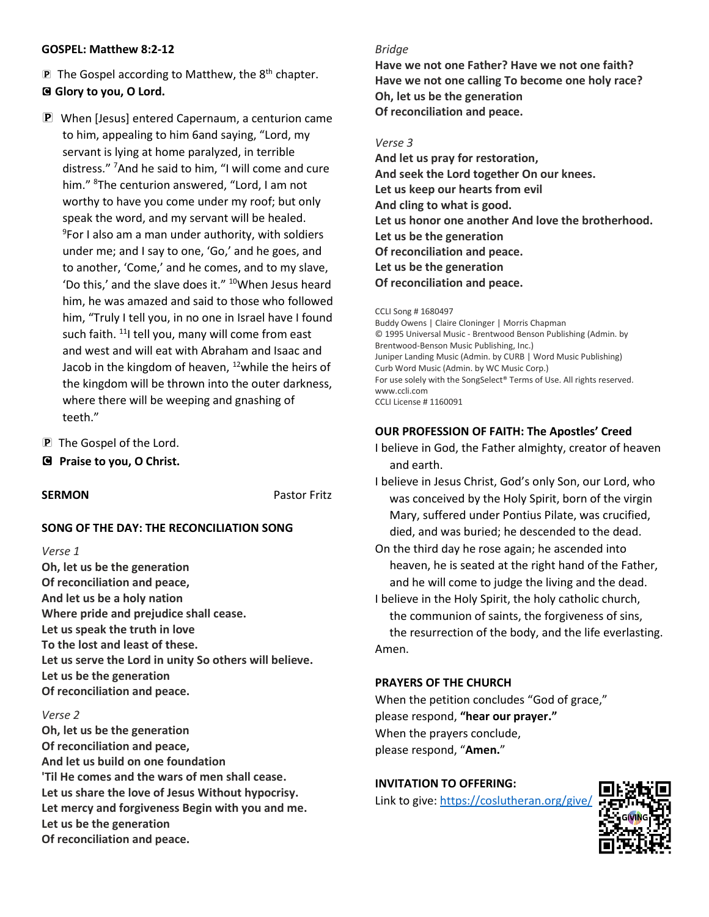**GOSPEL: Matthew 8:2-12**

P The Gospel according to Matthew, the 8th chapter.
**C Glory to you, O Lord.**

P When [Jesus] entered Capernaum, a centurion came to him, appealing to him 6and saying, "Lord, my servant is lying at home paralyzed, in terrible distress." [7]And he said to him, "I will come and cure him." [8]The centurion answered, "Lord, I am not worthy to have you come under my roof; but only speak the word, and my servant will be healed. [9]For I also am a man under authority, with soldiers under me; and I say to one, 'Go,' and he goes, and to another, 'Come,' and he comes, and to my slave, 'Do this,' and the slave does it." [10]When Jesus heard him, he was amazed and said to those who followed him, "Truly I tell you, in no one in Israel have I found such faith. [11]I tell you, many will come from east and west and will eat with Abraham and Isaac and Jacob in the kingdom of heaven, [12]while the heirs of the kingdom will be thrown into the outer darkness, where there will be weeping and gnashing of teeth."

P The Gospel of the Lord.
**C Praise to you, O Christ.**

**SERMON** Pastor Fritz

**SONG OF THE DAY: THE RECONCILIATION SONG**

*Verse 1*
**Oh, let us be the generation**
**Of reconciliation and peace,**
**And let us be a holy nation**
**Where pride and prejudice shall cease.**
**Let us speak the truth in love**
**To the lost and least of these.**
**Let us serve the Lord in unity So others will believe.**
**Let us be the generation**
**Of reconciliation and peace.**

*Verse 2*
**Oh, let us be the generation**
**Of reconciliation and peace,**
**And let us build on one foundation**
**'Til He comes and the wars of men shall cease.**
**Let us share the love of Jesus Without hypocrisy.**
**Let mercy and forgiveness Begin with you and me.**
**Let us be the generation**
**Of reconciliation and peace.**

*Bridge*
**Have we not one Father? Have we not one faith?**
**Have we not one calling To become one holy race?**
**Oh, let us be the generation**
**Of reconciliation and peace.**

*Verse 3*
**And let us pray for restoration,**
**And seek the Lord together On our knees.**
**Let us keep our hearts from evil**
**And cling to what is good.**
**Let us honor one another And love the brotherhood.**
**Let us be the generation**
**Of reconciliation and peace.**
**Let us be the generation**
**Of reconciliation and peace.**

CCLI Song # 1680497
Buddy Owens | Claire Cloninger | Morris Chapman
© 1995 Universal Music - Brentwood Benson Publishing (Admin. by Brentwood-Benson Music Publishing, Inc.)
Juniper Landing Music (Admin. by CURB | Word Music Publishing)
Curb Word Music (Admin. by WC Music Corp.)
For use solely with the SongSelect® Terms of Use. All rights reserved. www.ccli.com
CCLI License # 1160091

**OUR PROFESSION OF FAITH: The Apostles' Creed**

I believe in God, the Father almighty, creator of heaven and earth.
I believe in Jesus Christ, God's only Son, our Lord, who was conceived by the Holy Spirit, born of the virgin Mary, suffered under Pontius Pilate, was crucified, died, and was buried; he descended to the dead.
On the third day he rose again; he ascended into heaven, he is seated at the right hand of the Father, and he will come to judge the living and the dead.
I believe in the Holy Spirit, the holy catholic church, the communion of saints, the forgiveness of sins, the resurrection of the body, and the life everlasting.
Amen.

**PRAYERS OF THE CHURCH**

When the petition concludes "God of grace," please respond, **"hear our prayer."**
When the prayers conclude, please respond, "**Amen.**"

**INVITATION TO OFFERING:**

Link to give: https://coslutheran.org/give/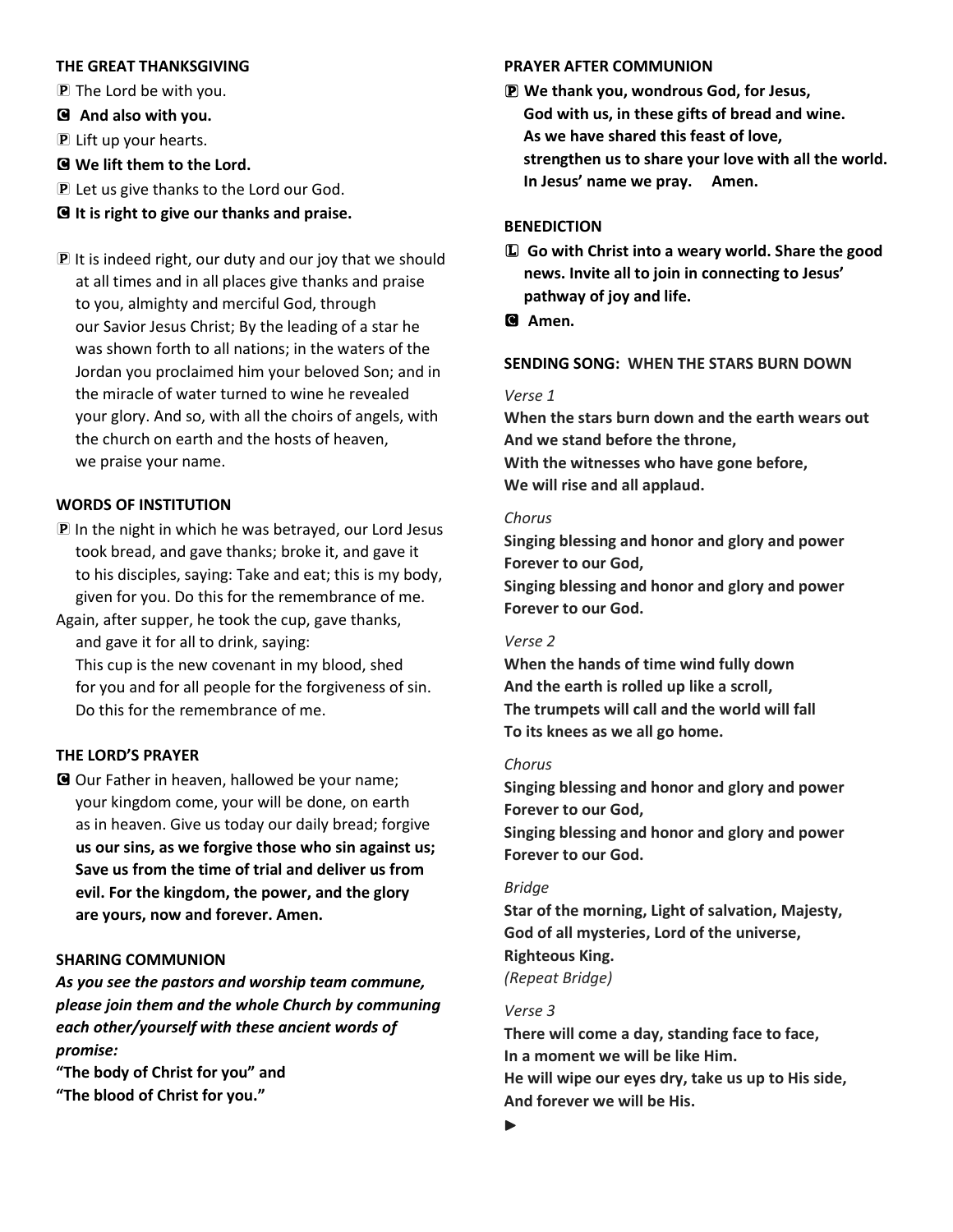### THE GREAT THANKSGIVING

Ⓟ The Lord be with you.

Ⓒ **And also with you.**

Ⓟ Lift up your hearts.

Ⓒ **We lift them to the Lord.**

Ⓟ Let us give thanks to the Lord our God.

Ⓒ **It is right to give our thanks and praise.**

Ⓟ It is indeed right, our duty and our joy that we should at all times and in all places give thanks and praise to you, almighty and merciful God, through our Savior Jesus Christ; By the leading of a star he was shown forth to all nations; in the waters of the Jordan you proclaimed him your beloved Son; and in the miracle of water turned to wine he revealed your glory. And so, with all the choirs of angels, with the church on earth and the hosts of heaven, we praise your name.

### WORDS OF INSTITUTION

Ⓟ In the night in which he was betrayed, our Lord Jesus took bread, and gave thanks; broke it, and gave it to his disciples, saying: Take and eat; this is my body, given for you. Do this for the remembrance of me.

Again, after supper, he took the cup, gave thanks, and gave it for all to drink, saying:
This cup is the new covenant in my blood, shed for you and for all people for the forgiveness of sin. Do this for the remembrance of me.

### THE LORD'S PRAYER

Ⓒ Our Father in heaven, hallowed be your name; your kingdom come, your will be done, on earth as in heaven. Give us today our daily bread; forgive **us our sins, as we forgive those who sin against us; Save us from the time of trial and deliver us from evil. For the kingdom, the power, and the glory are yours, now and forever. Amen.**

### SHARING COMMUNION

***As you see the pastors and worship team commune, please join them and the whole Church by communing each other/yourself with these ancient words of promise:***

**"The body of Christ for you" and**
**"The blood of Christ for you."**

### PRAYER AFTER COMMUNION

Ⓟ **We thank you, wondrous God, for Jesus,
God with us, in these gifts of bread and wine.
As we have shared this feast of love,
strengthen us to share your love with all the world.
In Jesus' name we pray. Amen.**

### BENEDICTION

Ⓛ **Go with Christ into a weary world. Share the good news. Invite all to join in connecting to Jesus' pathway of joy and life.**

Ⓒ **Amen.**

### SENDING SONG: WHEN THE STARS BURN DOWN

*Verse 1*

**When the stars burn down and the earth wears out
And we stand before the throne,
With the witnesses who have gone before,
We will rise and all applaud.**

*Chorus*

**Singing blessing and honor and glory and power
Forever to our God,
Singing blessing and honor and glory and power
Forever to our God.**

*Verse 2*

**When the hands of time wind fully down
And the earth is rolled up like a scroll,
The trumpets will call and the world will fall
To its knees as we all go home.**

*Chorus*

**Singing blessing and honor and glory and power
Forever to our God,
Singing blessing and honor and glory and power
Forever to our God.**

*Bridge*

**Star of the morning, Light of salvation, Majesty,
God of all mysteries, Lord of the universe,
Righteous King.**
*(Repeat Bridge)*

*Verse 3*

**There will come a day, standing face to face,
In a moment we will be like Him.
He will wipe our eyes dry, take us up to His side,
And forever we will be His.**

►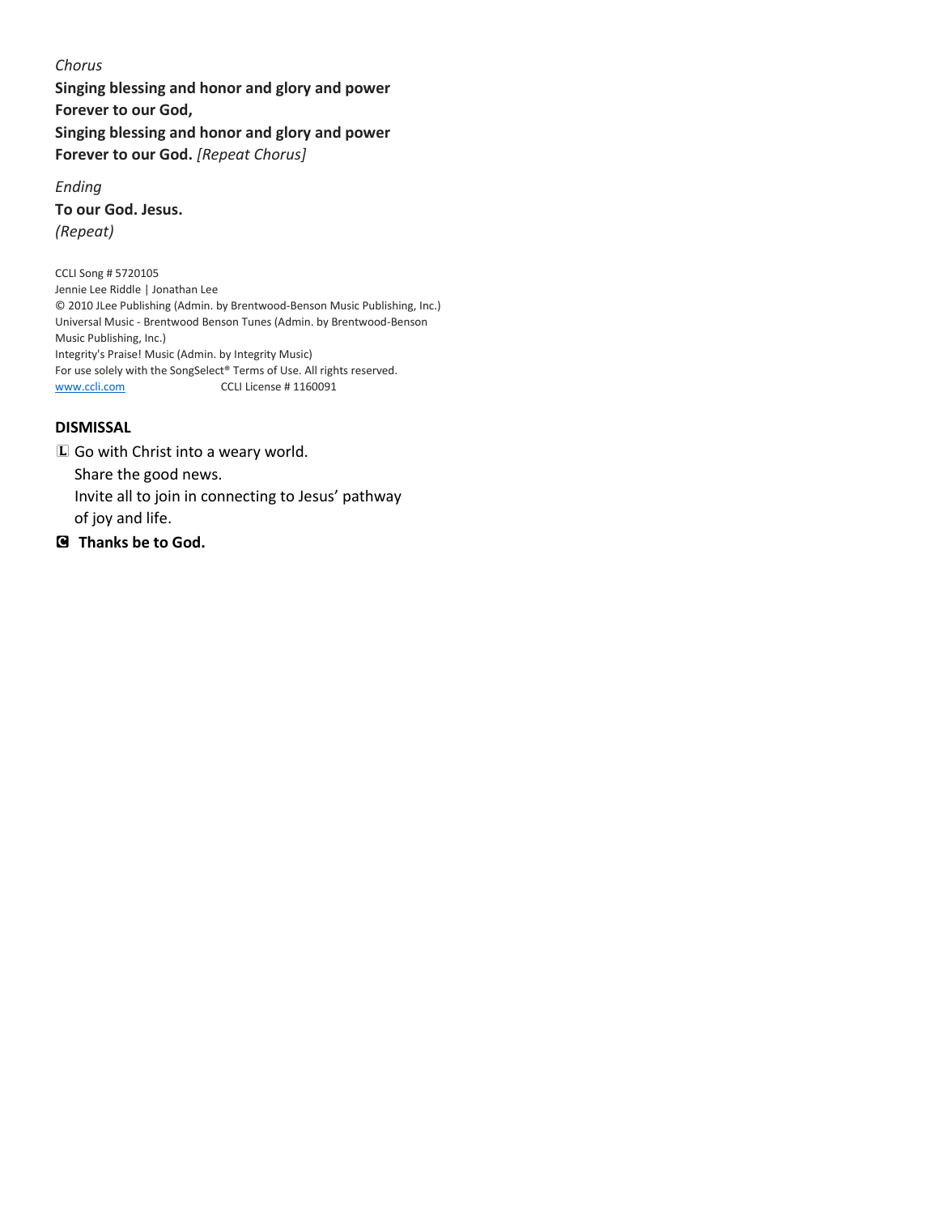*Chorus*

**Singing blessing and honor and glory and power**
**Forever to our God,**
**Singing blessing and honor and glory and power**
**Forever to our God.** *[Repeat Chorus]*

*Ending*

**To our God. Jesus.**
*(Repeat)*

CCLI Song # 5720105
Jennie Lee Riddle | Jonathan Lee
© 2010 JLee Publishing (Admin. by Brentwood-Benson Music Publishing, Inc.)
Universal Music - Brentwood Benson Tunes (Admin. by Brentwood-Benson Music Publishing, Inc.)
Integrity's Praise! Music (Admin. by Integrity Music)
For use solely with the SongSelect® Terms of Use. All rights reserved.
www.ccli.com CCLI License # 1160091

**DISMISSAL**

L Go with Christ into a weary world.
Share the good news.
Invite all to join in connecting to Jesus' pathway
of joy and life.

**C Thanks be to God.**